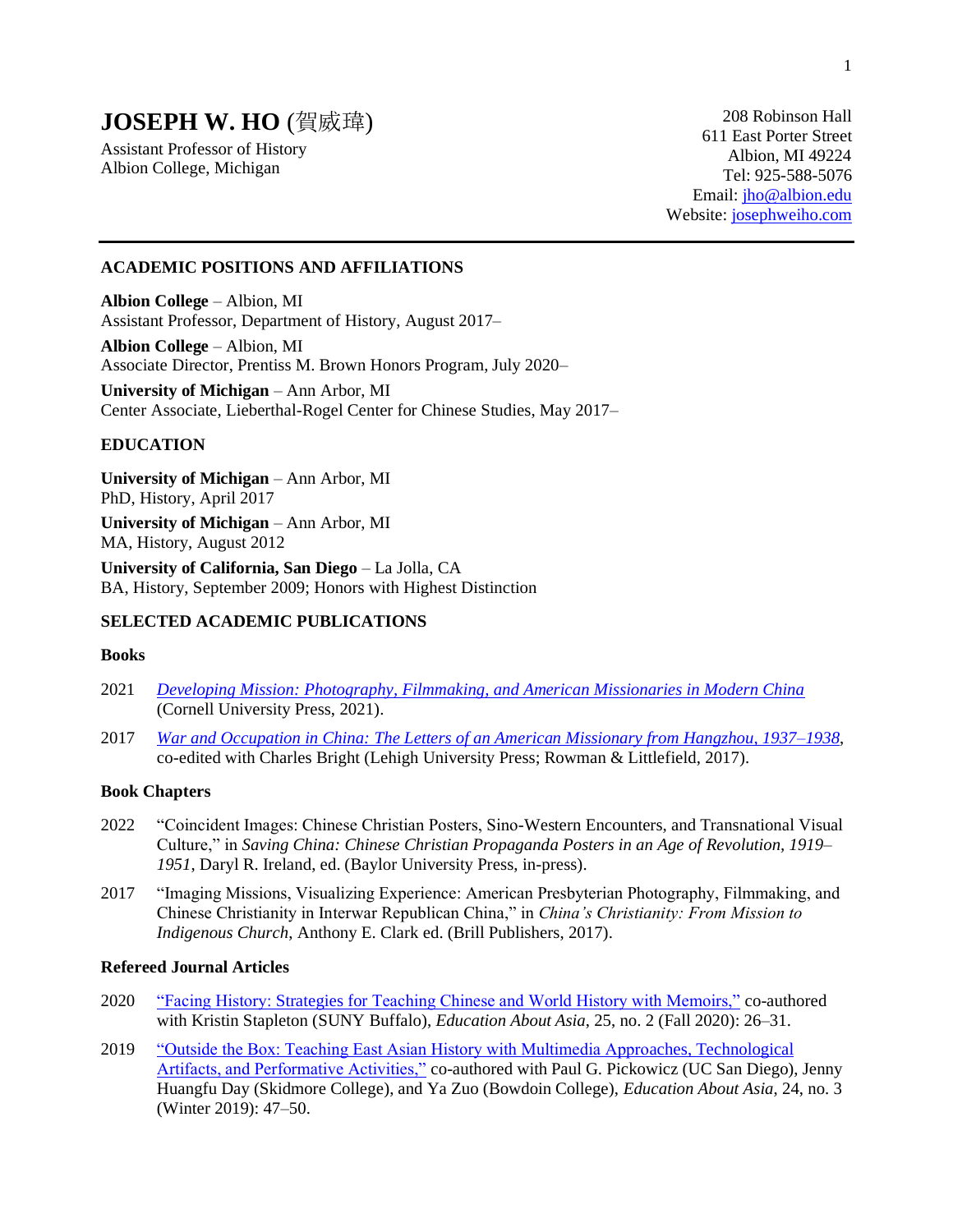# JOSEPH W. HO (賀威瑋)

Assistant Professor of History
Albion College, Michigan

208 Robinson Hall
611 East Porter Street
Albion, MI 49224
Tel: 925-588-5076
Email: jho@albion.edu
Website: josephweiho.com

---

## ACADEMIC POSITIONS AND AFFILIATIONS

**Albion College** – Albion, MI
Assistant Professor, Department of History, August 2017–

**Albion College** – Albion, MI
Associate Director, Prentiss M. Brown Honors Program, July 2020–

**University of Michigan** – Ann Arbor, MI
Center Associate, Lieberthal-Rogel Center for Chinese Studies, May 2017–

## EDUCATION

**University of Michigan** – Ann Arbor, MI
PhD, History, April 2017

**University of Michigan** – Ann Arbor, MI
MA, History, August 2012

**University of California, San Diego** – La Jolla, CA
BA, History, September 2009; Honors with Highest Distinction

## SELECTED ACADEMIC PUBLICATIONS

### Books

2021 *Developing Mission: Photography, Filmmaking, and American Missionaries in Modern China* (Cornell University Press, 2021).

2017 *War and Occupation in China: The Letters of an American Missionary from Hangzhou, 1937–1938*, co-edited with Charles Bright (Lehigh University Press; Rowman & Littlefield, 2017).

### Book Chapters

2022 "Coincident Images: Chinese Christian Posters, Sino-Western Encounters, and Transnational Visual Culture," in *Saving China: Chinese Christian Propaganda Posters in an Age of Revolution, 1919–1951*, Daryl R. Ireland, ed. (Baylor University Press, in-press).

2017 "Imaging Missions, Visualizing Experience: American Presbyterian Photography, Filmmaking, and Chinese Christianity in Interwar Republican China," in *China's Christianity: From Mission to Indigenous Church*, Anthony E. Clark ed. (Brill Publishers, 2017).

### Refereed Journal Articles

2020 "Facing History: Strategies for Teaching Chinese and World History with Memoirs," co-authored with Kristin Stapleton (SUNY Buffalo), *Education About Asia*, 25, no. 2 (Fall 2020): 26–31.

2019 "Outside the Box: Teaching East Asian History with Multimedia Approaches, Technological Artifacts, and Performative Activities," co-authored with Paul G. Pickowicz (UC San Diego), Jenny Huangfu Day (Skidmore College), and Ya Zuo (Bowdoin College), *Education About Asia*, 24, no. 3 (Winter 2019): 47–50.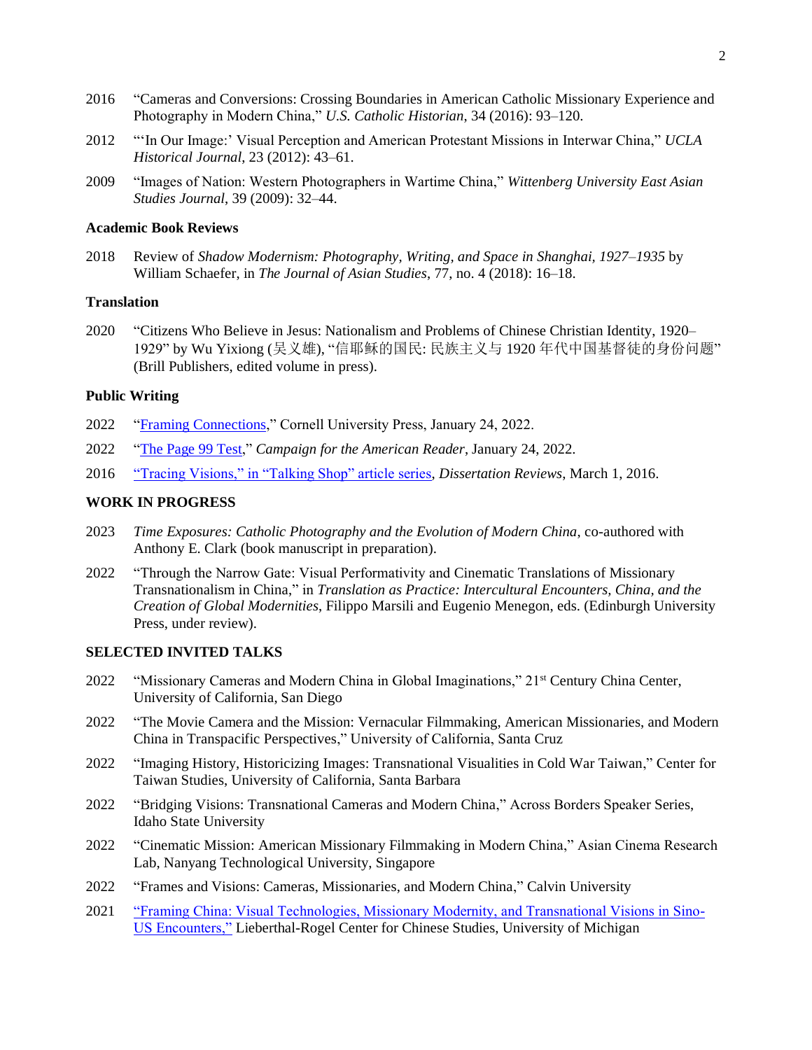2016 "Cameras and Conversions: Crossing Boundaries in American Catholic Missionary Experience and Photography in Modern China," *U.S. Catholic Historian*, 34 (2016): 93–120.

2012 "'In Our Image:' Visual Perception and American Protestant Missions in Interwar China," *UCLA Historical Journal*, 23 (2012): 43–61.

2009 "Images of Nation: Western Photographers in Wartime China," *Wittenberg University East Asian Studies Journal*, 39 (2009): 32–44.

### Academic Book Reviews

2018 Review of *Shadow Modernism: Photography, Writing, and Space in Shanghai, 1927–1935* by William Schaefer, in *The Journal of Asian Studies*, 77, no. 4 (2018): 16–18.

### Translation

2020 "Citizens Who Believe in Jesus: Nationalism and Problems of Chinese Christian Identity, 1920–1929" by Wu Yixiong (吴义雄), "信耶稣的国民: 民族主义与 1920 年代中国基督徒的身份问题" (Brill Publishers, edited volume in press).

### Public Writing

2022 "Framing Connections," Cornell University Press, January 24, 2022.

2022 "The Page 99 Test," *Campaign for the American Reader*, January 24, 2022.

2016 "Tracing Visions," in "Talking Shop" article series, *Dissertation Reviews*, March 1, 2016.

## WORK IN PROGRESS

2023 *Time Exposures: Catholic Photography and the Evolution of Modern China*, co-authored with Anthony E. Clark (book manuscript in preparation).

2022 "Through the Narrow Gate: Visual Performativity and Cinematic Translations of Missionary Transnationalism in China," in *Translation as Practice: Intercultural Encounters, China, and the Creation of Global Modernities*, Filippo Marsili and Eugenio Menegon, eds. (Edinburgh University Press, under review).

## SELECTED INVITED TALKS

2022 "Missionary Cameras and Modern China in Global Imaginations," 21st Century China Center, University of California, San Diego

2022 "The Movie Camera and the Mission: Vernacular Filmmaking, American Missionaries, and Modern China in Transpacific Perspectives," University of California, Santa Cruz

2022 "Imaging History, Historicizing Images: Transnational Visualities in Cold War Taiwan," Center for Taiwan Studies, University of California, Santa Barbara

2022 "Bridging Visions: Transnational Cameras and Modern China," Across Borders Speaker Series, Idaho State University

2022 "Cinematic Mission: American Missionary Filmmaking in Modern China," Asian Cinema Research Lab, Nanyang Technological University, Singapore

2022 "Frames and Visions: Cameras, Missionaries, and Modern China," Calvin University

2021 "Framing China: Visual Technologies, Missionary Modernity, and Transnational Visions in Sino-US Encounters," Lieberthal-Rogel Center for Chinese Studies, University of Michigan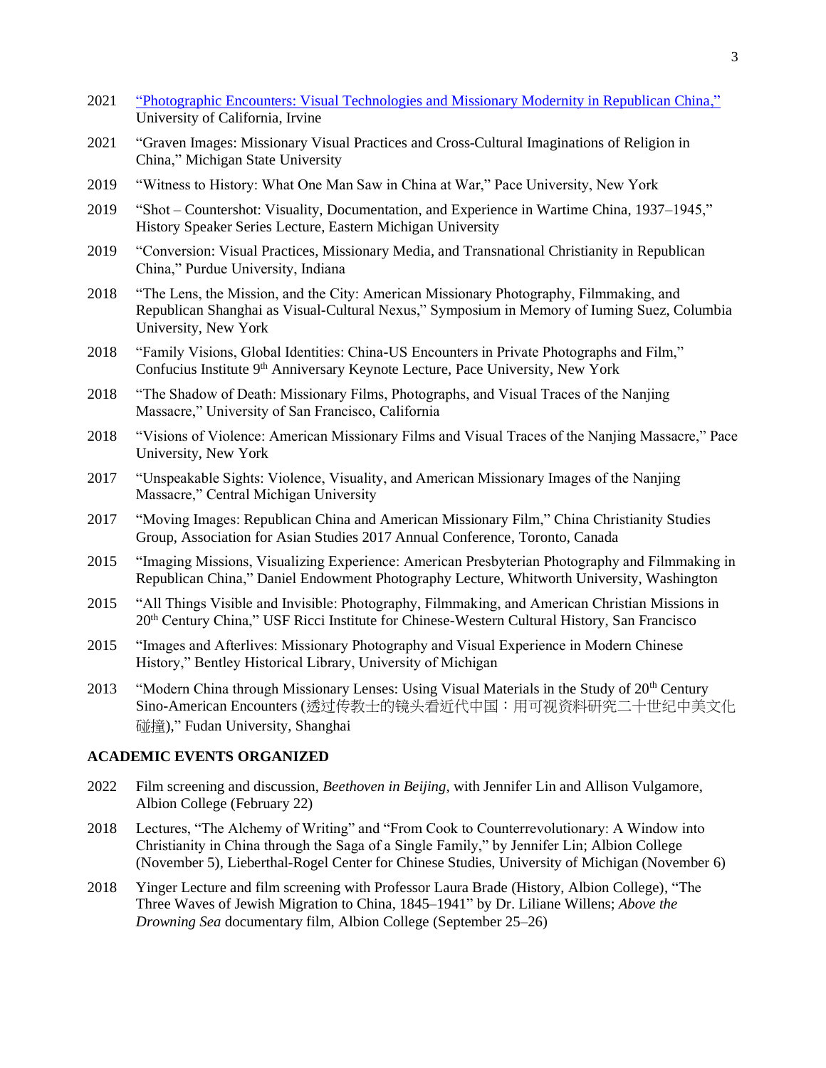- 2021 [“Photographic Encounters: Visual Technologies and Missionary Modernity in Republican China,”]() University of California, Irvine
- 2021 “Graven Images: Missionary Visual Practices and Cross-Cultural Imaginations of Religion in China,” Michigan State University
- 2019 “Witness to History: What One Man Saw in China at War,” Pace University, New York
- 2019 “Shot – Countershot: Visuality, Documentation, and Experience in Wartime China, 1937–1945,” History Speaker Series Lecture, Eastern Michigan University
- 2019 “Conversion: Visual Practices, Missionary Media, and Transnational Christianity in Republican China,” Purdue University, Indiana
- 2018 “The Lens, the Mission, and the City: American Missionary Photography, Filmmaking, and Republican Shanghai as Visual-Cultural Nexus,” Symposium in Memory of Iuming Suez, Columbia University, New York
- 2018 “Family Visions, Global Identities: China-US Encounters in Private Photographs and Film,” Confucius Institute 9th Anniversary Keynote Lecture, Pace University, New York
- 2018 “The Shadow of Death: Missionary Films, Photographs, and Visual Traces of the Nanjing Massacre,” University of San Francisco, California
- 2018 “Visions of Violence: American Missionary Films and Visual Traces of the Nanjing Massacre,” Pace University, New York
- 2017 “Unspeakable Sights: Violence, Visuality, and American Missionary Images of the Nanjing Massacre,” Central Michigan University
- 2017 “Moving Images: Republican China and American Missionary Film,” China Christianity Studies Group, Association for Asian Studies 2017 Annual Conference, Toronto, Canada
- 2015 “Imaging Missions, Visualizing Experience: American Presbyterian Photography and Filmmaking in Republican China,” Daniel Endowment Photography Lecture, Whitworth University, Washington
- 2015 “All Things Visible and Invisible: Photography, Filmmaking, and American Christian Missions in 20th Century China,” USF Ricci Institute for Chinese-Western Cultural History, San Francisco
- 2015 “Images and Afterlives: Missionary Photography and Visual Experience in Modern Chinese History,” Bentley Historical Library, University of Michigan
- 2013 “Modern China through Missionary Lenses: Using Visual Materials in the Study of 20th Century Sino-American Encounters (透过传教士的镜头看近代中国：用可视资料研究二十世纪中美文化碰撞),” Fudan University, Shanghai

## ACADEMIC EVENTS ORGANIZED

- 2022 Film screening and discussion, *Beethoven in Beijing*, with Jennifer Lin and Allison Vulgamore, Albion College (February 22)
- 2018 Lectures, “The Alchemy of Writing” and “From Cook to Counterrevolutionary: A Window into Christianity in China through the Saga of a Single Family,” by Jennifer Lin; Albion College (November 5), Lieberthal-Rogel Center for Chinese Studies, University of Michigan (November 6)
- 2018 Yinger Lecture and film screening with Professor Laura Brade (History, Albion College), “The Three Waves of Jewish Migration to China, 1845–1941” by Dr. Liliane Willens; *Above the Drowning Sea* documentary film, Albion College (September 25–26)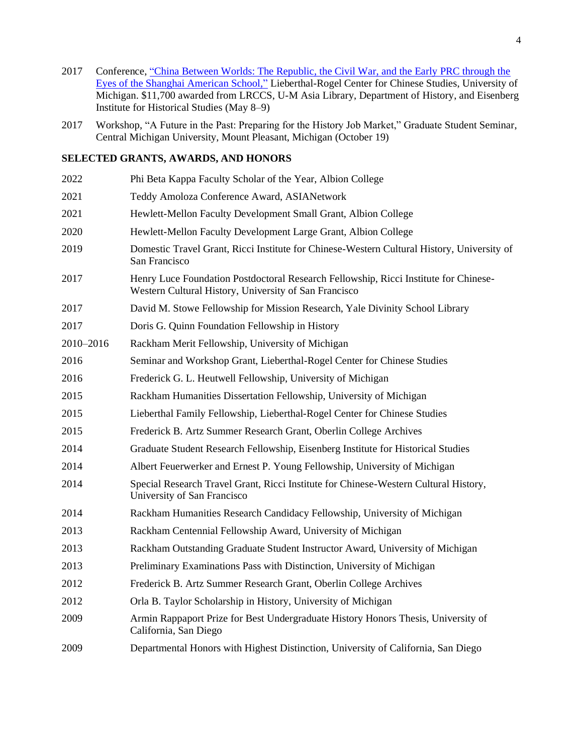2017 Conference, [“China Between Worlds: The Republic, the Civil War, and the Early PRC through the Eyes of the Shanghai American School,”]() Lieberthal-Rogel Center for Chinese Studies, University of Michigan. $11,700 awarded from LRCCS, U-M Asia Library, Department of History, and Eisenberg Institute for Historical Studies (May 8–9)

2017 Workshop, “A Future in the Past: Preparing for the History Job Market,” Graduate Student Seminar, Central Michigan University, Mount Pleasant, Michigan (October 19)

**SELECTED GRANTS, AWARDS, AND HONORS**

2022 Phi Beta Kappa Faculty Scholar of the Year, Albion College

2021 Teddy Amoloza Conference Award, ASIANetwork

2021 Hewlett-Mellon Faculty Development Small Grant, Albion College

2020 Hewlett-Mellon Faculty Development Large Grant, Albion College

2019 Domestic Travel Grant, Ricci Institute for Chinese-Western Cultural History, University of San Francisco

2017 Henry Luce Foundation Postdoctoral Research Fellowship, Ricci Institute for Chinese-Western Cultural History, University of San Francisco

2017 David M. Stowe Fellowship for Mission Research, Yale Divinity School Library

2017 Doris G. Quinn Foundation Fellowship in History

2010–2016 Rackham Merit Fellowship, University of Michigan

2016 Seminar and Workshop Grant, Lieberthal-Rogel Center for Chinese Studies

2016 Frederick G. L. Heutwell Fellowship, University of Michigan

2015 Rackham Humanities Dissertation Fellowship, University of Michigan

2015 Lieberthal Family Fellowship, Lieberthal-Rogel Center for Chinese Studies

2015 Frederick B. Artz Summer Research Grant, Oberlin College Archives

2014 Graduate Student Research Fellowship, Eisenberg Institute for Historical Studies

2014 Albert Feuerwerker and Ernest P. Young Fellowship, University of Michigan

2014 Special Research Travel Grant, Ricci Institute for Chinese-Western Cultural History, University of San Francisco

2014 Rackham Humanities Research Candidacy Fellowship, University of Michigan

2013 Rackham Centennial Fellowship Award, University of Michigan

2013 Rackham Outstanding Graduate Student Instructor Award, University of Michigan

2013 Preliminary Examinations Pass with Distinction, University of Michigan

2012 Frederick B. Artz Summer Research Grant, Oberlin College Archives

2012 Orla B. Taylor Scholarship in History, University of Michigan

2009 Armin Rappaport Prize for Best Undergraduate History Honors Thesis, University of California, San Diego

2009 Departmental Honors with Highest Distinction, University of California, San Diego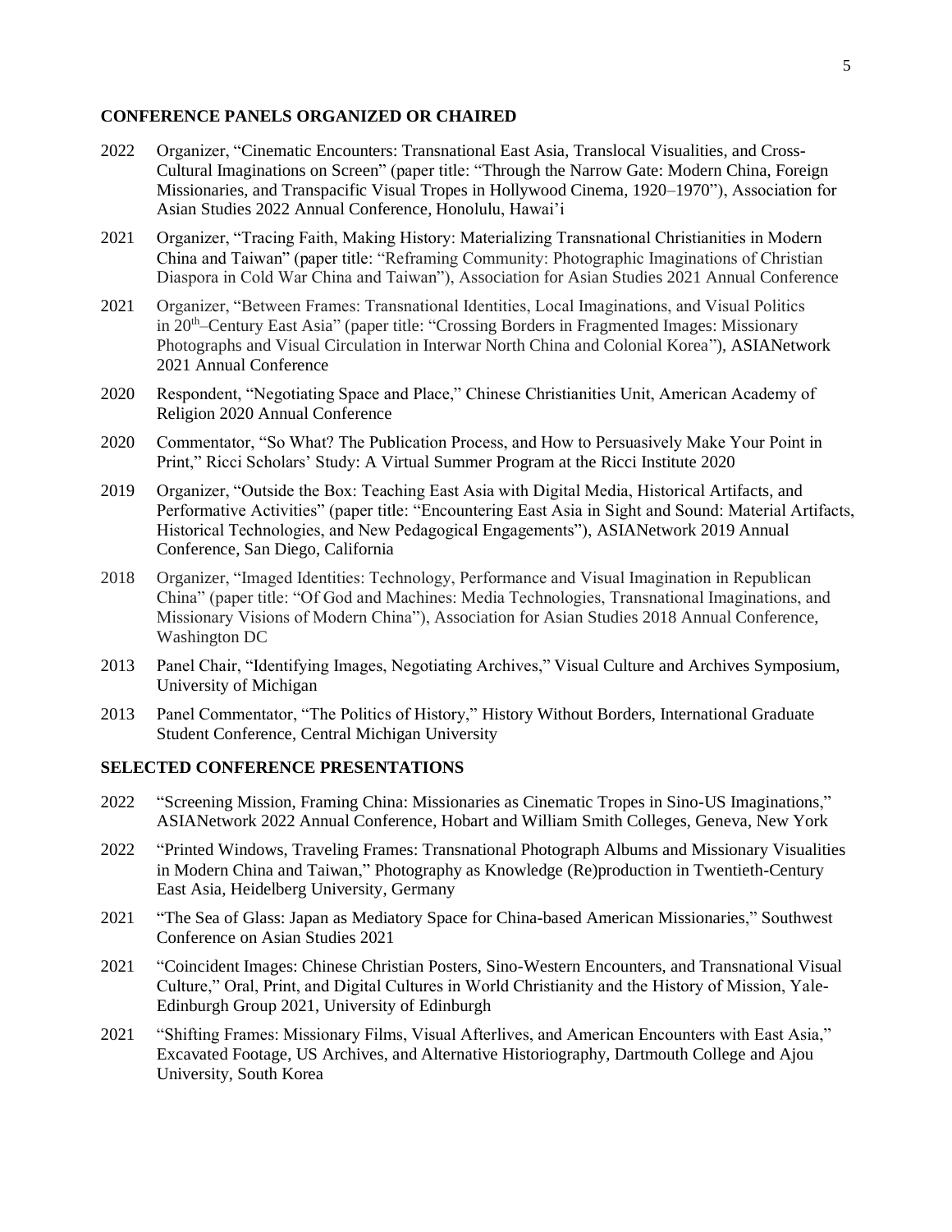## CONFERENCE PANELS ORGANIZED OR CHAIRED

2022 Organizer, "Cinematic Encounters: Transnational East Asia, Translocal Visualities, and Cross-Cultural Imaginations on Screen" (paper title: "Through the Narrow Gate: Modern China, Foreign Missionaries, and Transpacific Visual Tropes in Hollywood Cinema, 1920–1970"), Association for Asian Studies 2022 Annual Conference, Honolulu, Hawai'i

2021 Organizer, "Tracing Faith, Making History: Materializing Transnational Christianities in Modern China and Taiwan" (paper title: "Reframing Community: Photographic Imaginations of Christian Diaspora in Cold War China and Taiwan"), Association for Asian Studies 2021 Annual Conference

2021 Organizer, "Between Frames: Transnational Identities, Local Imaginations, and Visual Politics in 20th–Century East Asia" (paper title: "Crossing Borders in Fragmented Images: Missionary Photographs and Visual Circulation in Interwar North China and Colonial Korea"), ASIANetwork 2021 Annual Conference

2020 Respondent, "Negotiating Space and Place," Chinese Christianities Unit, American Academy of Religion 2020 Annual Conference

2020 Commentator, "So What? The Publication Process, and How to Persuasively Make Your Point in Print," Ricci Scholars' Study: A Virtual Summer Program at the Ricci Institute 2020

2019 Organizer, "Outside the Box: Teaching East Asia with Digital Media, Historical Artifacts, and Performative Activities" (paper title: "Encountering East Asia in Sight and Sound: Material Artifacts, Historical Technologies, and New Pedagogical Engagements"), ASIANetwork 2019 Annual Conference, San Diego, California

2018 Organizer, "Imaged Identities: Technology, Performance and Visual Imagination in Republican China" (paper title: "Of God and Machines: Media Technologies, Transnational Imaginations, and Missionary Visions of Modern China"), Association for Asian Studies 2018 Annual Conference, Washington DC

2013 Panel Chair, "Identifying Images, Negotiating Archives," Visual Culture and Archives Symposium, University of Michigan

2013 Panel Commentator, "The Politics of History," History Without Borders, International Graduate Student Conference, Central Michigan University

## SELECTED CONFERENCE PRESENTATIONS

2022 "Screening Mission, Framing China: Missionaries as Cinematic Tropes in Sino-US Imaginations," ASIANetwork 2022 Annual Conference, Hobart and William Smith Colleges, Geneva, New York

2022 "Printed Windows, Traveling Frames: Transnational Photograph Albums and Missionary Visualities in Modern China and Taiwan," Photography as Knowledge (Re)production in Twentieth-Century East Asia, Heidelberg University, Germany

2021 "The Sea of Glass: Japan as Mediatory Space for China-based American Missionaries," Southwest Conference on Asian Studies 2021

2021 "Coincident Images: Chinese Christian Posters, Sino-Western Encounters, and Transnational Visual Culture," Oral, Print, and Digital Cultures in World Christianity and the History of Mission, Yale-Edinburgh Group 2021, University of Edinburgh

2021 "Shifting Frames: Missionary Films, Visual Afterlives, and American Encounters with East Asia," Excavated Footage, US Archives, and Alternative Historiography, Dartmouth College and Ajou University, South Korea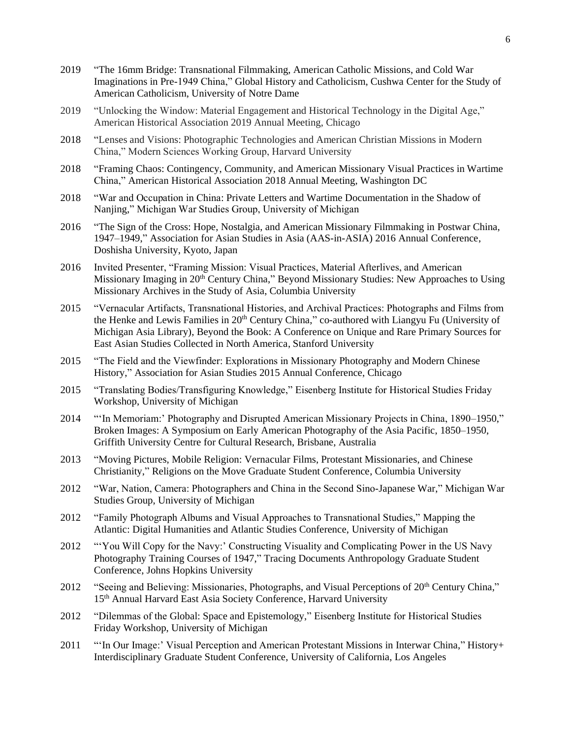2019 "The 16mm Bridge: Transnational Filmmaking, American Catholic Missions, and Cold War Imaginations in Pre-1949 China," Global History and Catholicism, Cushwa Center for the Study of American Catholicism, University of Notre Dame

2019 "Unlocking the Window: Material Engagement and Historical Technology in the Digital Age," American Historical Association 2019 Annual Meeting, Chicago

2018 "Lenses and Visions: Photographic Technologies and American Christian Missions in Modern China," Modern Sciences Working Group, Harvard University

2018 "Framing Chaos: Contingency, Community, and American Missionary Visual Practices in Wartime China," American Historical Association 2018 Annual Meeting, Washington DC

2018 "War and Occupation in China: Private Letters and Wartime Documentation in the Shadow of Nanjing," Michigan War Studies Group, University of Michigan

2016 "The Sign of the Cross: Hope, Nostalgia, and American Missionary Filmmaking in Postwar China, 1947–1949," Association for Asian Studies in Asia (AAS-in-ASIA) 2016 Annual Conference, Doshisha University, Kyoto, Japan

2016 Invited Presenter, "Framing Mission: Visual Practices, Material Afterlives, and American Missionary Imaging in 20th Century China," Beyond Missionary Studies: New Approaches to Using Missionary Archives in the Study of Asia, Columbia University

2015 "Vernacular Artifacts, Transnational Histories, and Archival Practices: Photographs and Films from the Henke and Lewis Families in 20th Century China," co-authored with Liangyu Fu (University of Michigan Asia Library), Beyond the Book: A Conference on Unique and Rare Primary Sources for East Asian Studies Collected in North America, Stanford University

2015 "The Field and the Viewfinder: Explorations in Missionary Photography and Modern Chinese History," Association for Asian Studies 2015 Annual Conference, Chicago

2015 "Translating Bodies/Transfiguring Knowledge," Eisenberg Institute for Historical Studies Friday Workshop, University of Michigan

2014 "'In Memoriam:' Photography and Disrupted American Missionary Projects in China, 1890–1950," Broken Images: A Symposium on Early American Photography of the Asia Pacific, 1850–1950, Griffith University Centre for Cultural Research, Brisbane, Australia

2013 "Moving Pictures, Mobile Religion: Vernacular Films, Protestant Missionaries, and Chinese Christianity," Religions on the Move Graduate Student Conference, Columbia University

2012 "War, Nation, Camera: Photographers and China in the Second Sino-Japanese War," Michigan War Studies Group, University of Michigan

2012 "Family Photograph Albums and Visual Approaches to Transnational Studies," Mapping the Atlantic: Digital Humanities and Atlantic Studies Conference, University of Michigan

2012 "'You Will Copy for the Navy:' Constructing Visuality and Complicating Power in the US Navy Photography Training Courses of 1947," Tracing Documents Anthropology Graduate Student Conference, Johns Hopkins University

2012 "Seeing and Believing: Missionaries, Photographs, and Visual Perceptions of 20th Century China," 15th Annual Harvard East Asia Society Conference, Harvard University

2012 "Dilemmas of the Global: Space and Epistemology," Eisenberg Institute for Historical Studies Friday Workshop, University of Michigan

2011 "'In Our Image:' Visual Perception and American Protestant Missions in Interwar China," History+ Interdisciplinary Graduate Student Conference, University of California, Los Angeles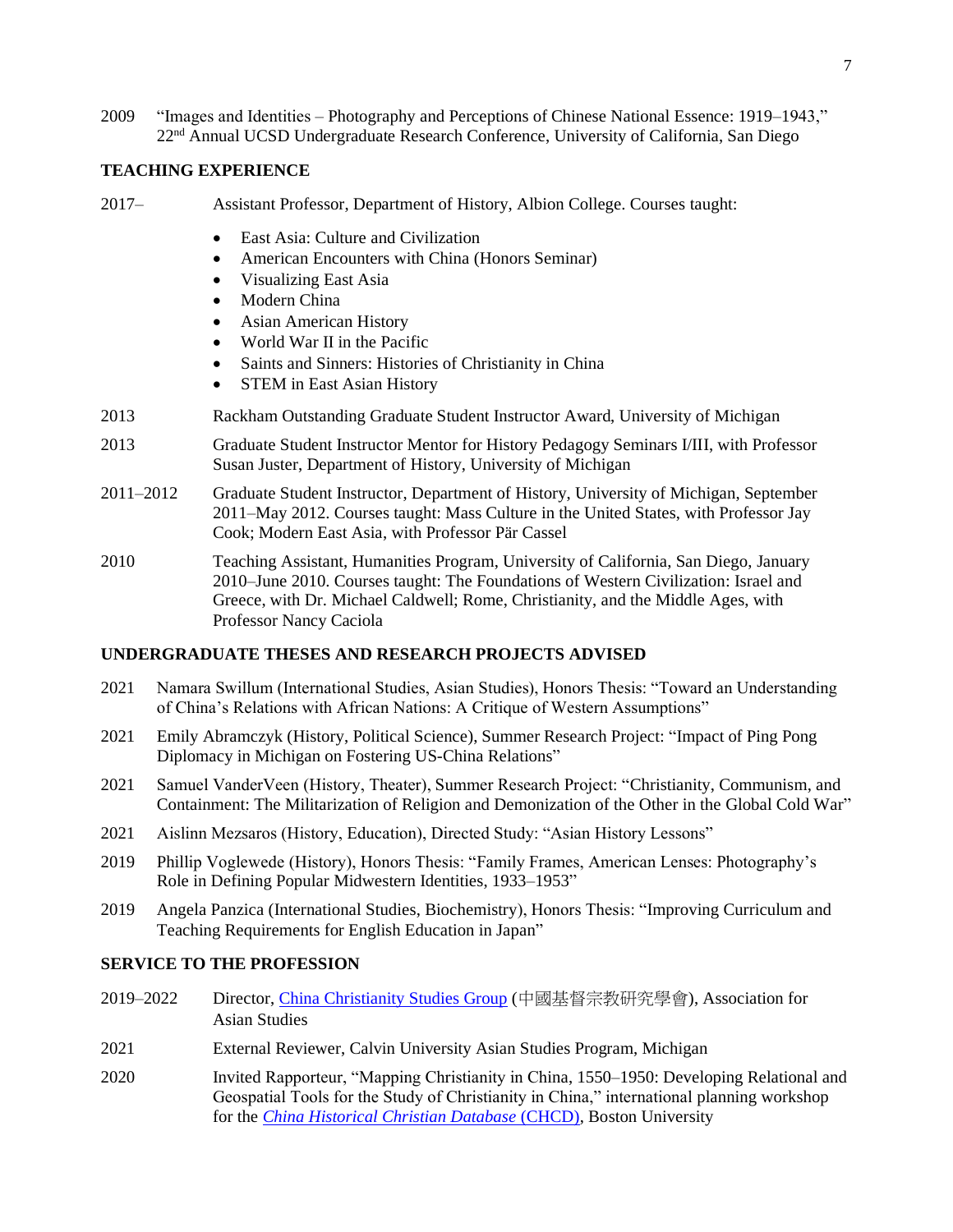2009 "Images and Identities – Photography and Perceptions of Chinese National Essence: 1919–1943," 22nd Annual UCSD Undergraduate Research Conference, University of California, San Diego

## TEACHING EXPERIENCE

2017– Assistant Professor, Department of History, Albion College. Courses taught:

- East Asia: Culture and Civilization
- American Encounters with China (Honors Seminar)
- Visualizing East Asia
- Modern China
- Asian American History
- World War II in the Pacific
- Saints and Sinners: Histories of Christianity in China
- STEM in East Asian History

2013 Rackham Outstanding Graduate Student Instructor Award, University of Michigan

2013 Graduate Student Instructor Mentor for History Pedagogy Seminars I/III, with Professor Susan Juster, Department of History, University of Michigan

2011–2012 Graduate Student Instructor, Department of History, University of Michigan, September 2011–May 2012. Courses taught: Mass Culture in the United States, with Professor Jay Cook; Modern East Asia, with Professor Pär Cassel

2010 Teaching Assistant, Humanities Program, University of California, San Diego, January 2010–June 2010. Courses taught: The Foundations of Western Civilization: Israel and Greece, with Dr. Michael Caldwell; Rome, Christianity, and the Middle Ages, with Professor Nancy Caciola

## UNDERGRADUATE THESES AND RESEARCH PROJECTS ADVISED

2021 Namara Swillum (International Studies, Asian Studies), Honors Thesis: "Toward an Understanding of China's Relations with African Nations: A Critique of Western Assumptions"

2021 Emily Abramczyk (History, Political Science), Summer Research Project: "Impact of Ping Pong Diplomacy in Michigan on Fostering US-China Relations"

2021 Samuel VanderVeen (History, Theater), Summer Research Project: "Christianity, Communism, and Containment: The Militarization of Religion and Demonization of the Other in the Global Cold War"

2021 Aislinn Mezsaros (History, Education), Directed Study: "Asian History Lessons"

2019 Phillip Voglewede (History), Honors Thesis: "Family Frames, American Lenses: Photography's Role in Defining Popular Midwestern Identities, 1933–1953"

2019 Angela Panzica (International Studies, Biochemistry), Honors Thesis: "Improving Curriculum and Teaching Requirements for English Education in Japan"

## SERVICE TO THE PROFESSION

2019–2022 Director, China Christianity Studies Group (中國基督宗教研究學會), Association for Asian Studies

2021 External Reviewer, Calvin University Asian Studies Program, Michigan

2020 Invited Rapporteur, "Mapping Christianity in China, 1550–1950: Developing Relational and Geospatial Tools for the Study of Christianity in China," international planning workshop for the *China Historical Christian Database* (CHCD), Boston University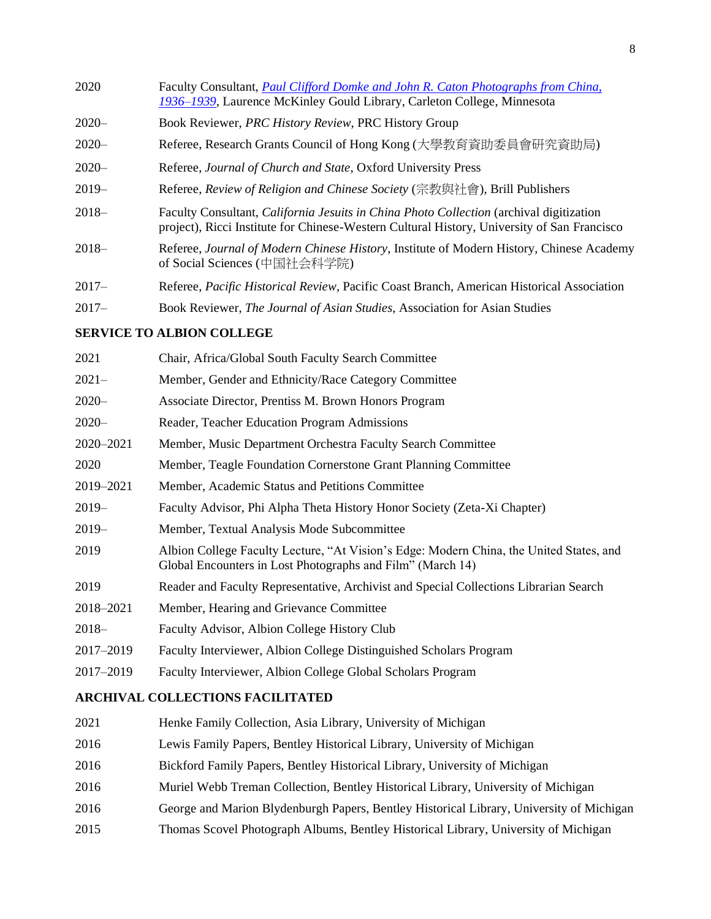2020 Faculty Consultant, *[Paul Clifford Domke and John R. Caton Photographs from China, 1936–1939](#)*, Laurence McKinley Gould Library, Carleton College, Minnesota

2020– Book Reviewer, *PRC History Review*, PRC History Group

2020– Referee, Research Grants Council of Hong Kong (大學教育資助委員會研究資助局)

2020– Referee, *Journal of Church and State*, Oxford University Press

2019– Referee, *Review of Religion and Chinese Society* (宗教與社會), Brill Publishers

2018– Faculty Consultant, *California Jesuits in China Photo Collection* (archival digitization project), Ricci Institute for Chinese-Western Cultural History, University of San Francisco

2018– Referee, *Journal of Modern Chinese History*, Institute of Modern History, Chinese Academy of Social Sciences (中国社会科学院)

2017– Referee, *Pacific Historical Review*, Pacific Coast Branch, American Historical Association

2017– Book Reviewer, *The Journal of Asian Studies*, Association for Asian Studies

**SERVICE TO ALBION COLLEGE**

2021 Chair, Africa/Global South Faculty Search Committee

2021– Member, Gender and Ethnicity/Race Category Committee

2020– Associate Director, Prentiss M. Brown Honors Program

2020– Reader, Teacher Education Program Admissions

2020–2021 Member, Music Department Orchestra Faculty Search Committee

2020 Member, Teagle Foundation Cornerstone Grant Planning Committee

2019–2021 Member, Academic Status and Petitions Committee

2019– Faculty Advisor, Phi Alpha Theta History Honor Society (Zeta-Xi Chapter)

2019– Member, Textual Analysis Mode Subcommittee

2019 Albion College Faculty Lecture, "At Vision's Edge: Modern China, the United States, and Global Encounters in Lost Photographs and Film" (March 14)

2019 Reader and Faculty Representative, Archivist and Special Collections Librarian Search

2018–2021 Member, Hearing and Grievance Committee

2018– Faculty Advisor, Albion College History Club

2017–2019 Faculty Interviewer, Albion College Distinguished Scholars Program

2017–2019 Faculty Interviewer, Albion College Global Scholars Program

**ARCHIVAL COLLECTIONS FACILITATED**

2021 Henke Family Collection, Asia Library, University of Michigan

2016 Lewis Family Papers, Bentley Historical Library, University of Michigan

2016 Bickford Family Papers, Bentley Historical Library, University of Michigan

2016 Muriel Webb Treman Collection, Bentley Historical Library, University of Michigan

2016 George and Marion Blydenburgh Papers, Bentley Historical Library, University of Michigan

2015 Thomas Scovel Photograph Albums, Bentley Historical Library, University of Michigan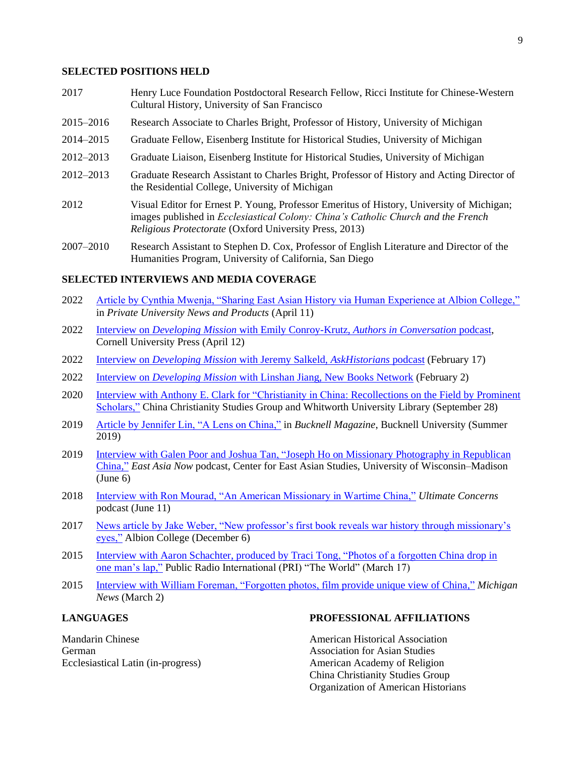## SELECTED POSITIONS HELD

2017 Henry Luce Foundation Postdoctoral Research Fellow, Ricci Institute for Chinese-Western Cultural History, University of San Francisco

2015–2016 Research Associate to Charles Bright, Professor of History, University of Michigan

2014–2015 Graduate Fellow, Eisenberg Institute for Historical Studies, University of Michigan

2012–2013 Graduate Liaison, Eisenberg Institute for Historical Studies, University of Michigan

2012–2013 Graduate Research Assistant to Charles Bright, Professor of History and Acting Director of the Residential College, University of Michigan

2012 Visual Editor for Ernest P. Young, Professor Emeritus of History, University of Michigan; images published in *Ecclesiastical Colony: China's Catholic Church and the French Religious Protectorate* (Oxford University Press, 2013)

2007–2010 Research Assistant to Stephen D. Cox, Professor of English Literature and Director of the Humanities Program, University of California, San Diego

## SELECTED INTERVIEWS AND MEDIA COVERAGE

2022 Article by Cynthia Mwenja, "Sharing East Asian History via Human Experience at Albion College," in *Private University News and Products* (April 11)

2022 Interview on *Developing Mission* with Emily Conroy-Krutz, *Authors in Conversation* podcast, Cornell University Press (April 12)

2022 Interview on *Developing Mission* with Jeremy Salkeld, *AskHistorians* podcast (February 17)

2022 Interview on *Developing Mission* with Linshan Jiang, New Books Network (February 2)

2020 Interview with Anthony E. Clark for "Christianity in China: Recollections on the Field by Prominent Scholars," China Christianity Studies Group and Whitworth University Library (September 28)

2019 Article by Jennifer Lin, "A Lens on China," in *Bucknell Magazine*, Bucknell University (Summer 2019)

2019 Interview with Galen Poor and Joshua Tan, "Joseph Ho on Missionary Photography in Republican China," *East Asia Now* podcast, Center for East Asian Studies, University of Wisconsin–Madison (June 6)

2018 Interview with Ron Mourad, "An American Missionary in Wartime China," *Ultimate Concerns* podcast (June 11)

2017 News article by Jake Weber, "New professor's first book reveals war history through missionary's eyes," Albion College (December 6)

2015 Interview with Aaron Schachter, produced by Traci Tong, "Photos of a forgotten China drop in one man's lap," Public Radio International (PRI) "The World" (March 17)

2015 Interview with William Foreman, "Forgotten photos, film provide unique view of China," *Michigan News* (March 2)

## LANGUAGES

Mandarin Chinese
German
Ecclesiastical Latin (in-progress)

## PROFESSIONAL AFFILIATIONS

American Historical Association
Association for Asian Studies
American Academy of Religion
China Christianity Studies Group
Organization of American Historians